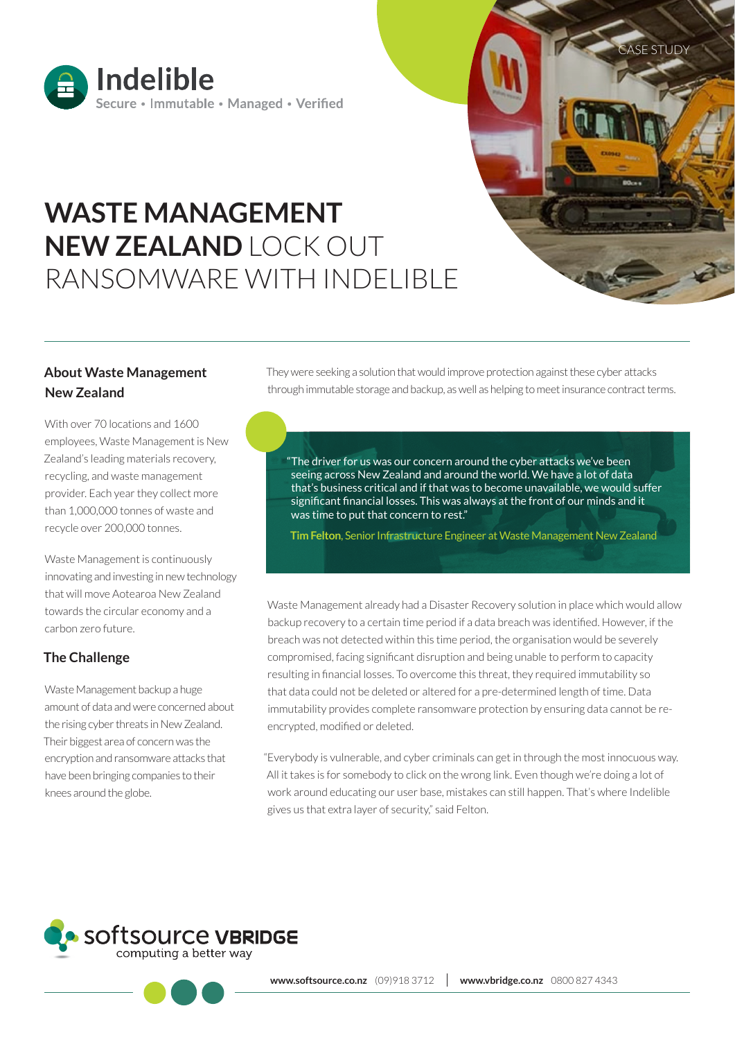Indelible

Secure • Immutable • Managed • Verified

CASE STUDY

# WASTE MANAGEMENT NEW ZEALAND LOCK OUT RANSOMWARE WITH INDELIBLE

## About Waste Management New Zealand

With over 70 locations and 1600 employees, Waste Management is New Zealand's leading materials recovery, recycling, and waste management provider. Each year they collect more than 1,000,000 tonnes of waste and recycle over 200,000 tonnes.

Waste Management is continuously innovating and investing in new technology that will move Aotearoa New Zealand towards the circular economy and a carbon zero future.

## The Challenge

Waste Management backup a huge amount of data and were concerned about the rising cyber threats in New Zealand. Their biggest area of concern was the encryption and ransomware attacks that have been bringing companies to their knees around the globe.

They were seeking a solution that would improve protection against these cyber attacks through immutable storage and backup, as well as helping to meet insurance contract terms.

> "The driver for us was our concern around the cyber attacks we've been seeing across New Zealand and around the world. We have a lot of data that's business critical and if that was to become unavailable, we would suffer significant financial losses. This was always at the front of our minds and it was time to put that concern to rest."
>
> **Tim Felton**, Senior Infrastructure Engineer at Waste Management New Zealand

Waste Management already had a Disaster Recovery solution in place which would allow backup recovery to a certain time period if a data breach was identified. However, if the breach was not detected within this time period, the organisation would be severely compromised, facing significant disruption and being unable to perform to capacity resulting in financial losses. To overcome this threat, they required immutability so that data could not be deleted or altered for a pre-determined length of time. Data immutability provides complete ransomware protection by ensuring data cannot be re-encrypted, modified or deleted.

"Everybody is vulnerable, and cyber criminals can get in through the most innocuous way. All it takes is for somebody to click on the wrong link. Even though we're doing a lot of work around educating our user base, mistakes can still happen. That's where Indelible gives us that extra layer of security," said Felton.

softsource VBRIDGE

computing a better way

**www.softsource.co.nz** (09)918 3712 | **www.vbridge.co.nz** 0800 827 4343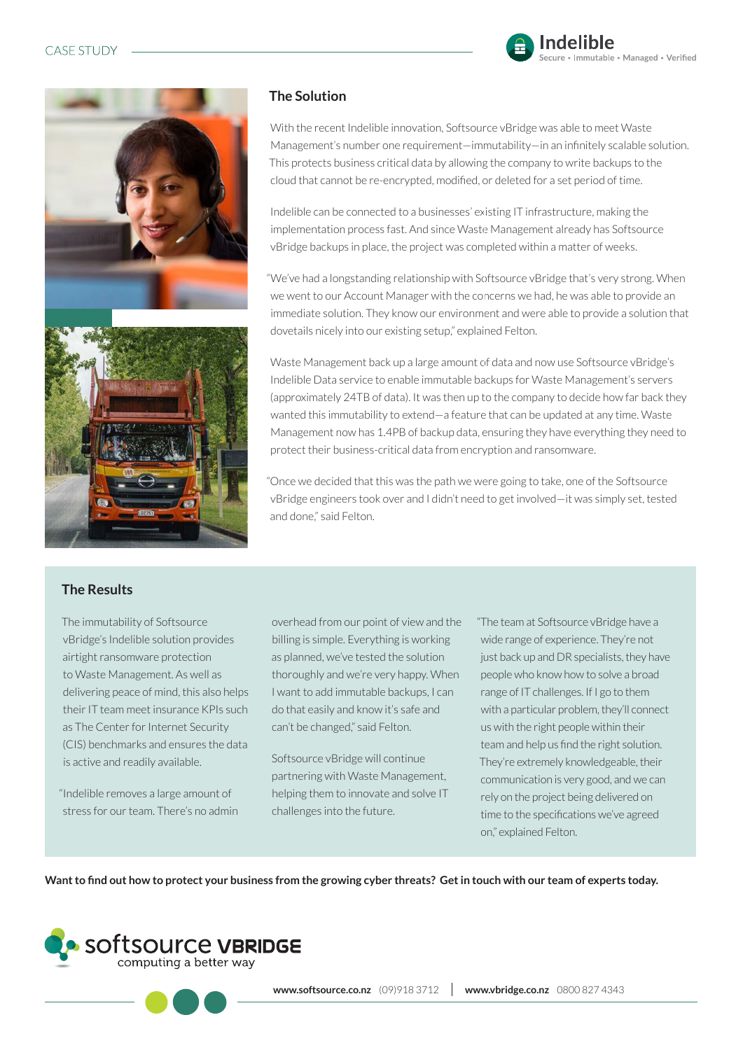## The Solution

With the recent Indelible innovation, Softsource vBridge was able to meet Waste Management's number one requirement—immutability—in an infinitely scalable solution. This protects business critical data by allowing the company to write backups to the cloud that cannot be re-encrypted, modified, or deleted for a set period of time.

Indelible can be connected to a businesses' existing IT infrastructure, making the implementation process fast. And since Waste Management already has Softsource vBridge backups in place, the project was completed within a matter of weeks.

"We've had a longstanding relationship with Softsource vBridge that's very strong. When we went to our Account Manager with the concerns we had, he was able to provide an immediate solution. They know our environment and were able to provide a solution that dovetails nicely into our existing setup," explained Felton.

Waste Management back up a large amount of data and now use Softsource vBridge's Indelible Data service to enable immutable backups for Waste Management's servers (approximately 24TB of data). It was then up to the company to decide how far back they wanted this immutability to extend—a feature that can be updated at any time. Waste Management now has 1.4PB of backup data, ensuring they have everything they need to protect their business-critical data from encryption and ransomware.

"Once we decided that this was the path we were going to take, one of the Softsource vBridge engineers took over and I didn't need to get involved—it was simply set, tested and done," said Felton.

## The Results

The immutability of Softsource vBridge's Indelible solution provides airtight ransomware protection to Waste Management. As well as delivering peace of mind, this also helps their IT team meet insurance KPIs such as The Center for Internet Security (CIS) benchmarks and ensures the data is active and readily available.

"Indelible removes a large amount of stress for our team. There's no admin overhead from our point of view and the billing is simple. Everything is working as planned, we've tested the solution thoroughly and we're very happy. When I want to add immutable backups, I can do that easily and know it's safe and can't be changed," said Felton.

Softsource vBridge will continue partnering with Waste Management, helping them to innovate and solve IT challenges into the future.

"The team at Softsource vBridge have a wide range of experience. They're not just back up and DR specialists, they have people who know how to solve a broad range of IT challenges. If I go to them with a particular problem, they'll connect us with the right people within their team and help us find the right solution. They're extremely knowledgeable, their communication is very good, and we can rely on the project being delivered on time to the specifications we've agreed on," explained Felton.

**Want to find out how to protect your business from the growing cyber threats? Get in touch with our team of experts today.**

softsource VBRIDGE
computing a better way

**www.softsource.co.nz** (09)918 3712 | **www.vbridge.co.nz** 0800 827 4343